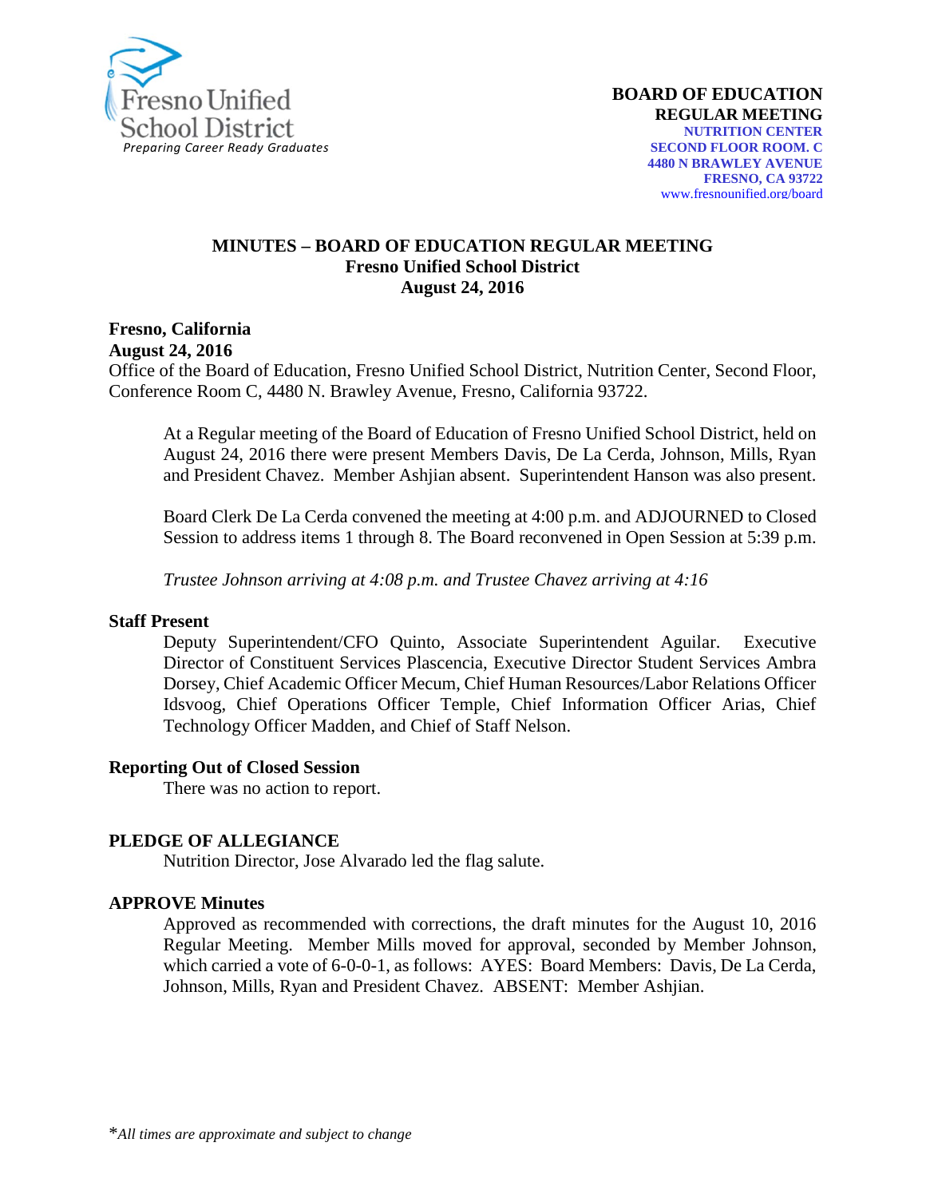Fresno Unified School District
*Preparing Career Ready Graduates*

**BOARD OF EDUCATION**
**REGULAR MEETING**
**NUTRITION CENTER**
**SECOND FLOOR ROOM. C**
**4480 N BRAWLEY AVENUE**
**FRESNO, CA 93722**
www.fresnounified.org/board

# MINUTES – BOARD OF EDUCATION REGULAR MEETING
## Fresno Unified School District
## August 24, 2016

**Fresno, California**
**August 24, 2016**
Office of the Board of Education, Fresno Unified School District, Nutrition Center, Second Floor, Conference Room C, 4480 N. Brawley Avenue, Fresno, California 93722.

At a Regular meeting of the Board of Education of Fresno Unified School District, held on August 24, 2016 there were present Members Davis, De La Cerda, Johnson, Mills, Ryan and President Chavez. Member Ashjian absent. Superintendent Hanson was also present.

Board Clerk De La Cerda convened the meeting at 4:00 p.m. and ADJOURNED to Closed Session to address items 1 through 8. The Board reconvened in Open Session at 5:39 p.m.

*Trustee Johnson arriving at 4:08 p.m. and Trustee Chavez arriving at 4:16*

**Staff Present**

Deputy Superintendent/CFO Quinto, Associate Superintendent Aguilar. Executive Director of Constituent Services Plascencia, Executive Director Student Services Ambra Dorsey, Chief Academic Officer Mecum, Chief Human Resources/Labor Relations Officer Idsvoog, Chief Operations Officer Temple, Chief Information Officer Arias, Chief Technology Officer Madden, and Chief of Staff Nelson.

**Reporting Out of Closed Session**

There was no action to report.

**PLEDGE OF ALLEGIANCE**

Nutrition Director, Jose Alvarado led the flag salute.

**APPROVE Minutes**

Approved as recommended with corrections, the draft minutes for the August 10, 2016 Regular Meeting. Member Mills moved for approval, seconded by Member Johnson, which carried a vote of 6-0-0-1, as follows: AYES: Board Members: Davis, De La Cerda, Johnson, Mills, Ryan and President Chavez. ABSENT: Member Ashjian.

*\*All times are approximate and subject to change*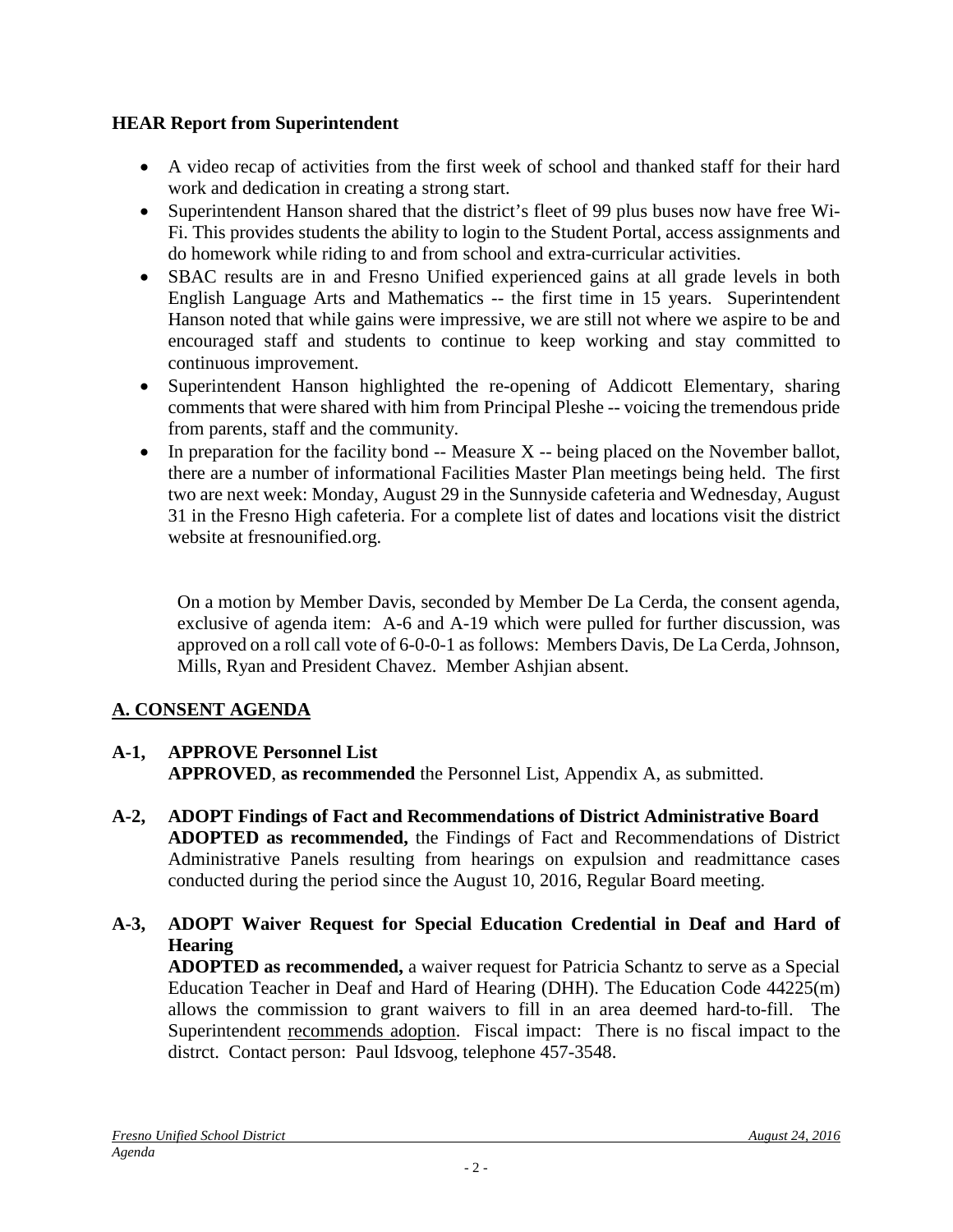**HEAR Report from Superintendent**

- A video recap of activities from the first week of school and thanked staff for their hard work and dedication in creating a strong start.
- Superintendent Hanson shared that the district's fleet of 99 plus buses now have free Wi-Fi. This provides students the ability to login to the Student Portal, access assignments and do homework while riding to and from school and extra-curricular activities.
- SBAC results are in and Fresno Unified experienced gains at all grade levels in both English Language Arts and Mathematics -- the first time in 15 years. Superintendent Hanson noted that while gains were impressive, we are still not where we aspire to be and encouraged staff and students to continue to keep working and stay committed to continuous improvement.
- Superintendent Hanson highlighted the re-opening of Addicott Elementary, sharing comments that were shared with him from Principal Pleshe -- voicing the tremendous pride from parents, staff and the community.
- In preparation for the facility bond -- Measure X -- being placed on the November ballot, there are a number of informational Facilities Master Plan meetings being held. The first two are next week: Monday, August 29 in the Sunnyside cafeteria and Wednesday, August 31 in the Fresno High cafeteria. For a complete list of dates and locations visit the district website at fresnounified.org.

On a motion by Member Davis, seconded by Member De La Cerda, the consent agenda, exclusive of agenda item: A-6 and A-19 which were pulled for further discussion, was approved on a roll call vote of 6-0-0-1 as follows: Members Davis, De La Cerda, Johnson, Mills, Ryan and President Chavez. Member Ashjian absent.

## A. CONSENT AGENDA

**A-1, APPROVE Personnel List**
**APPROVED**, **as recommended** the Personnel List, Appendix A, as submitted.

**A-2, ADOPT Findings of Fact and Recommendations of District Administrative Board**
**ADOPTED as recommended,** the Findings of Fact and Recommendations of District Administrative Panels resulting from hearings on expulsion and readmittance cases conducted during the period since the August 10, 2016, Regular Board meeting.

**A-3, ADOPT Waiver Request for Special Education Credential in Deaf and Hard of Hearing**
**ADOPTED as recommended,** a waiver request for Patricia Schantz to serve as a Special Education Teacher in Deaf and Hard of Hearing (DHH). The Education Code 44225(m) allows the commission to grant waivers to fill in an area deemed hard-to-fill. The Superintendent recommends adoption. Fiscal impact: There is no fiscal impact to the distrct. Contact person: Paul Idsvoog, telephone 457-3548.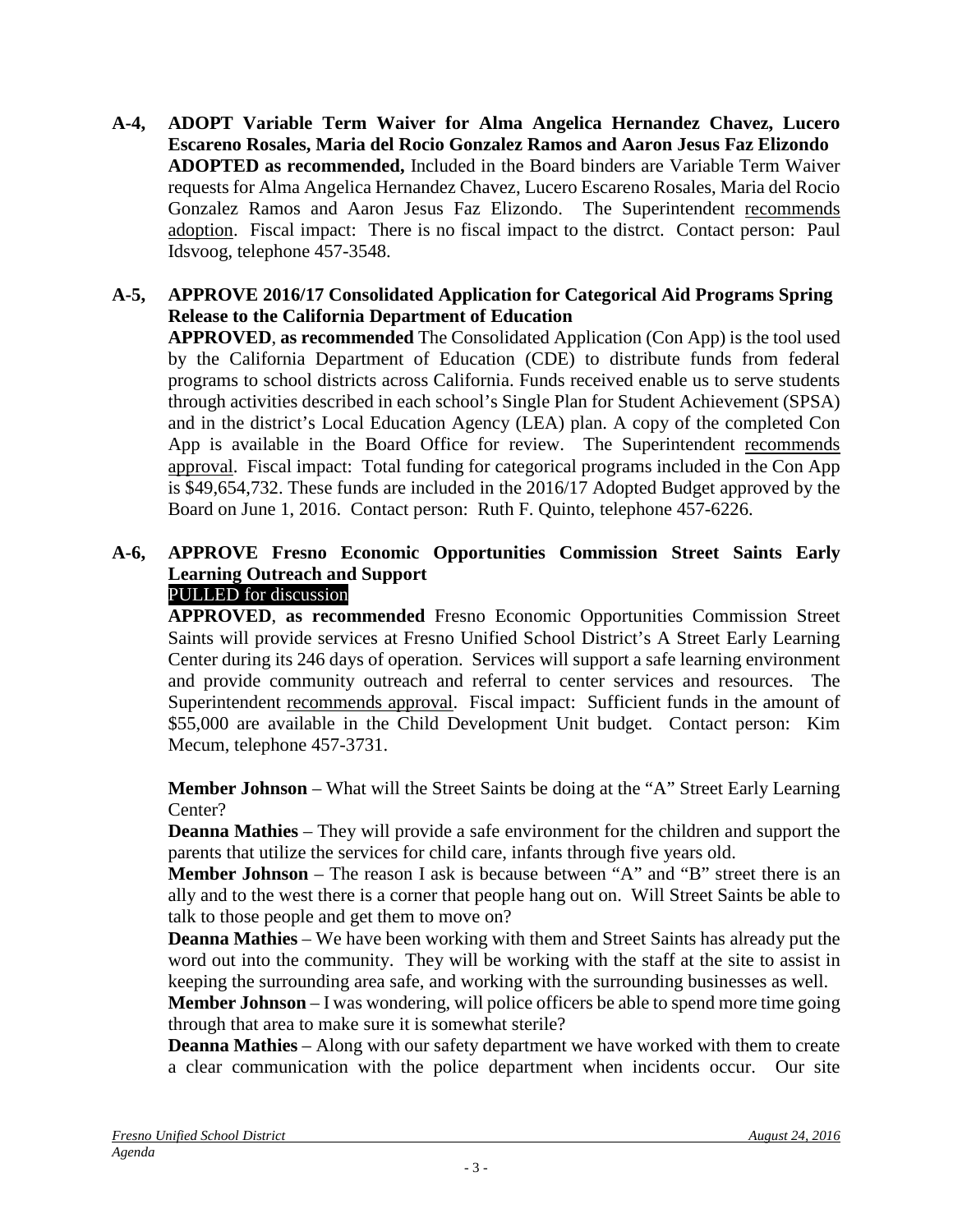**A-4, ADOPT Variable Term Waiver for Alma Angelica Hernandez Chavez, Lucero Escareno Rosales, Maria del Rocio Gonzalez Ramos and Aaron Jesus Faz Elizondo**
**ADOPTED as recommended,** Included in the Board binders are Variable Term Waiver requests for Alma Angelica Hernandez Chavez, Lucero Escareno Rosales, Maria del Rocio Gonzalez Ramos and Aaron Jesus Faz Elizondo. The Superintendent recommends adoption. Fiscal impact: There is no fiscal impact to the distrct. Contact person: Paul Idsvoog, telephone 457-3548.

**A-5, APPROVE 2016/17 Consolidated Application for Categorical Aid Programs Spring Release to the California Department of Education**
**APPROVED**, **as recommended** The Consolidated Application (Con App) is the tool used by the California Department of Education (CDE) to distribute funds from federal programs to school districts across California. Funds received enable us to serve students through activities described in each school's Single Plan for Student Achievement (SPSA) and in the district's Local Education Agency (LEA) plan. A copy of the completed Con App is available in the Board Office for review. The Superintendent recommends approval. Fiscal impact: Total funding for categorical programs included in the Con App is $49,654,732. These funds are included in the 2016/17 Adopted Budget approved by the Board on June 1, 2016. Contact person: Ruth F. Quinto, telephone 457-6226.

**A-6, APPROVE Fresno Economic Opportunities Commission Street Saints Early Learning Outreach and Support**
PULLED for discussion
**APPROVED**, **as recommended** Fresno Economic Opportunities Commission Street Saints will provide services at Fresno Unified School District's A Street Early Learning Center during its 246 days of operation. Services will support a safe learning environment and provide community outreach and referral to center services and resources. The Superintendent recommends approval. Fiscal impact: Sufficient funds in the amount of $55,000 are available in the Child Development Unit budget. Contact person: Kim Mecum, telephone 457-3731.

**Member Johnson** – What will the Street Saints be doing at the "A" Street Early Learning Center?
**Deanna Mathies** – They will provide a safe environment for the children and support the parents that utilize the services for child care, infants through five years old.
**Member Johnson** – The reason I ask is because between "A" and "B" street there is an ally and to the west there is a corner that people hang out on. Will Street Saints be able to talk to those people and get them to move on?
**Deanna Mathies** – We have been working with them and Street Saints has already put the word out into the community. They will be working with the staff at the site to assist in keeping the surrounding area safe, and working with the surrounding businesses as well.
**Member Johnson** – I was wondering, will police officers be able to spend more time going through that area to make sure it is somewhat sterile?
**Deanna Mathies** – Along with our safety department we have worked with them to create a clear communication with the police department when incidents occur. Our site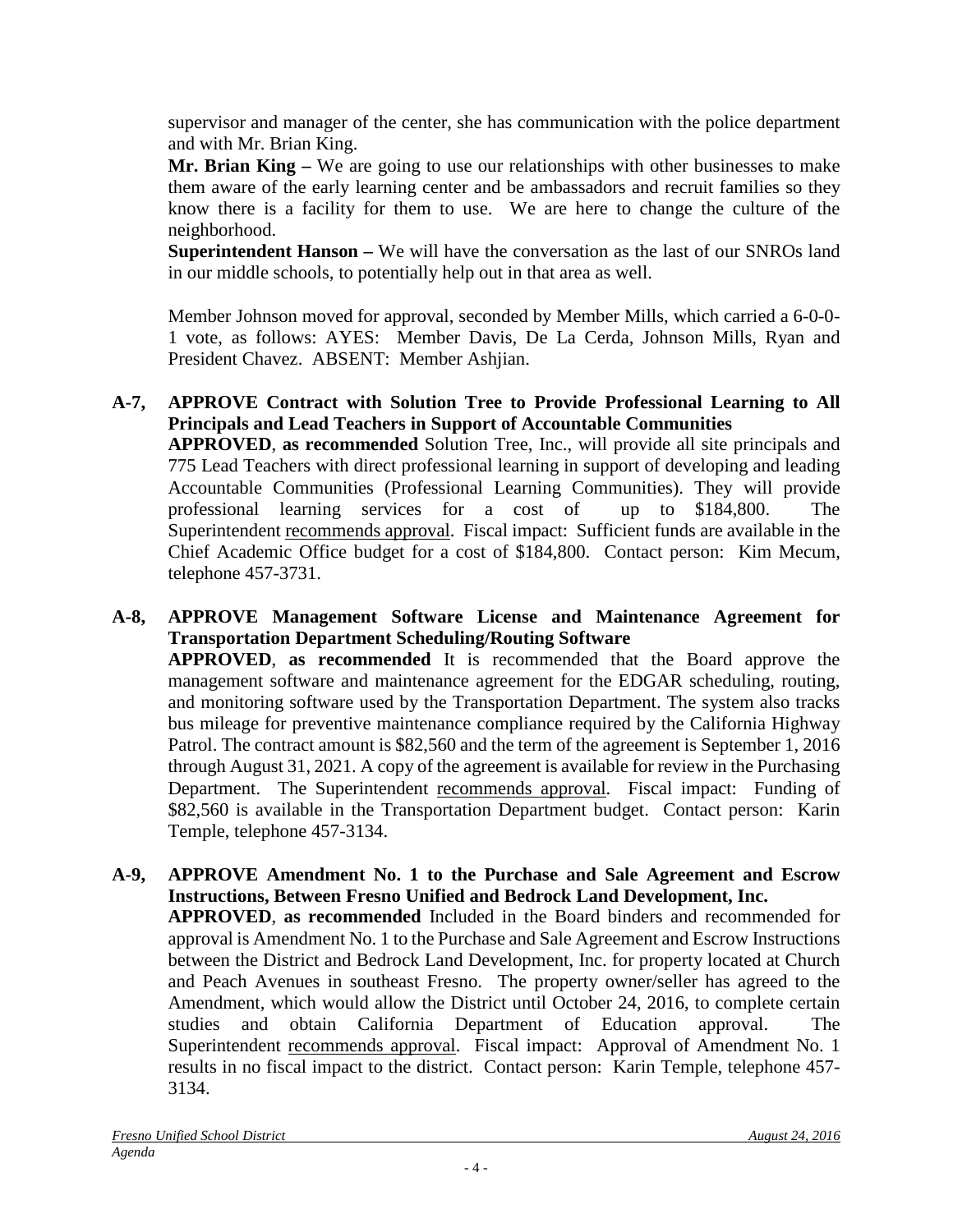supervisor and manager of the center, she has communication with the police department and with Mr. Brian King.

**Mr. Brian King –** We are going to use our relationships with other businesses to make them aware of the early learning center and be ambassadors and recruit families so they know there is a facility for them to use. We are here to change the culture of the neighborhood.

**Superintendent Hanson –** We will have the conversation as the last of our SNROs land in our middle schools, to potentially help out in that area as well.

Member Johnson moved for approval, seconded by Member Mills, which carried a 6-0-0-1 vote, as follows: AYES: Member Davis, De La Cerda, Johnson Mills, Ryan and President Chavez. ABSENT: Member Ashjian.

**A-7, APPROVE Contract with Solution Tree to Provide Professional Learning to All Principals and Lead Teachers in Support of Accountable Communities**

**APPROVED**, **as recommended** Solution Tree, Inc., will provide all site principals and 775 Lead Teachers with direct professional learning in support of developing and leading Accountable Communities (Professional Learning Communities). They will provide professional learning services for a cost of up to $184,800. The Superintendent recommends approval. Fiscal impact: Sufficient funds are available in the Chief Academic Office budget for a cost of $184,800. Contact person: Kim Mecum, telephone 457-3731.

**A-8, APPROVE Management Software License and Maintenance Agreement for Transportation Department Scheduling/Routing Software**

**APPROVED**, **as recommended** It is recommended that the Board approve the management software and maintenance agreement for the EDGAR scheduling, routing, and monitoring software used by the Transportation Department. The system also tracks bus mileage for preventive maintenance compliance required by the California Highway Patrol. The contract amount is $82,560 and the term of the agreement is September 1, 2016 through August 31, 2021. A copy of the agreement is available for review in the Purchasing Department. The Superintendent recommends approval. Fiscal impact: Funding of $82,560 is available in the Transportation Department budget. Contact person: Karin Temple, telephone 457-3134.

**A-9, APPROVE Amendment No. 1 to the Purchase and Sale Agreement and Escrow Instructions, Between Fresno Unified and Bedrock Land Development, Inc.**

**APPROVED**, **as recommended** Included in the Board binders and recommended for approval is Amendment No. 1 to the Purchase and Sale Agreement and Escrow Instructions between the District and Bedrock Land Development, Inc. for property located at Church and Peach Avenues in southeast Fresno. The property owner/seller has agreed to the Amendment, which would allow the District until October 24, 2016, to complete certain studies and obtain California Department of Education approval. The Superintendent recommends approval. Fiscal impact: Approval of Amendment No. 1 results in no fiscal impact to the district. Contact person: Karin Temple, telephone 457-3134.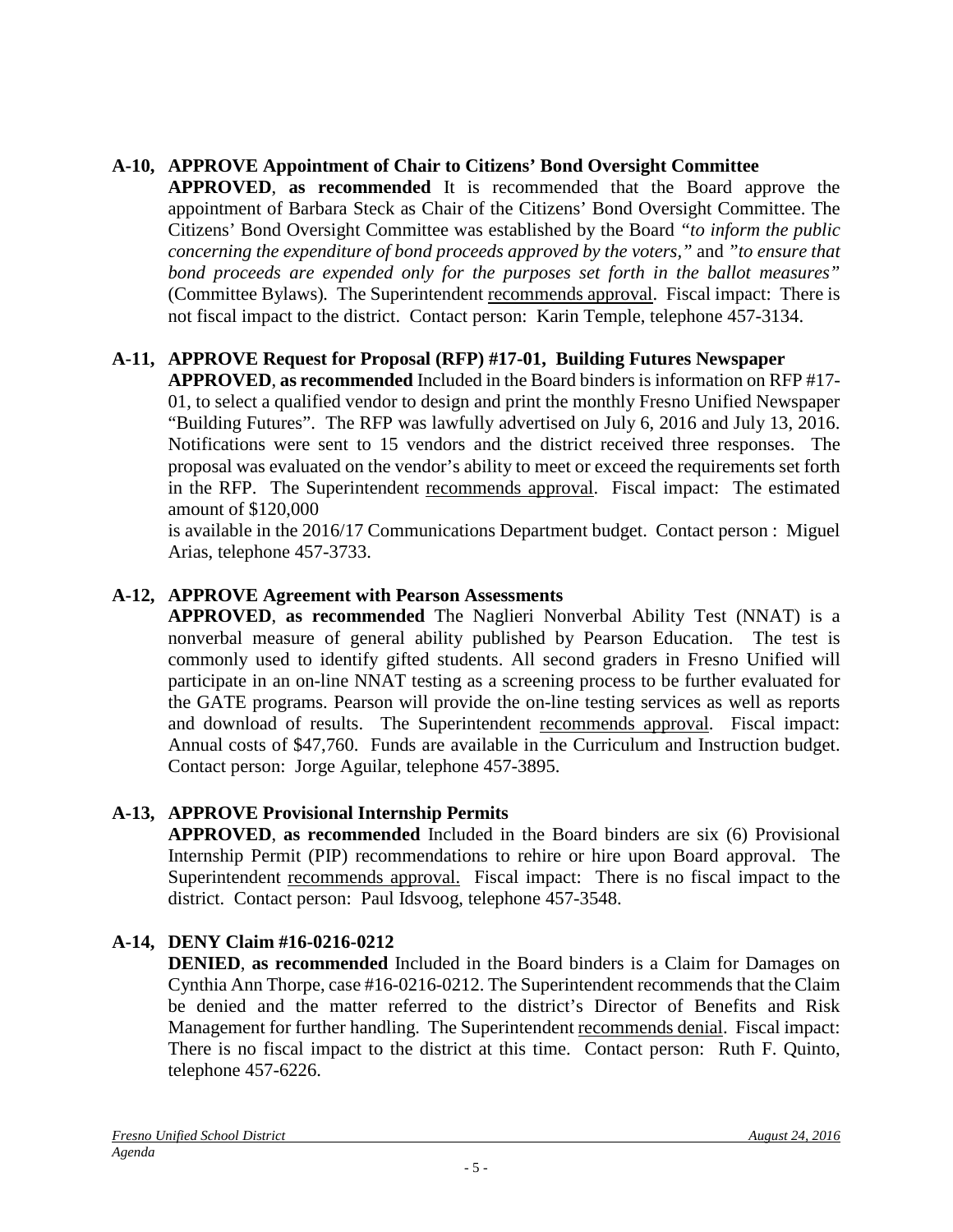**A-10, APPROVE Appointment of Chair to Citizens' Bond Oversight Committee**

**APPROVED**, **as recommended** It is recommended that the Board approve the appointment of Barbara Steck as Chair of the Citizens' Bond Oversight Committee. The Citizens' Bond Oversight Committee was established by the Board *"to inform the public concerning the expenditure of bond proceeds approved by the voters,"* and *"to ensure that bond proceeds are expended only for the purposes set forth in the ballot measures"* (Committee Bylaws). The Superintendent recommends approval. Fiscal impact: There is not fiscal impact to the district. Contact person: Karin Temple, telephone 457-3134.

**A-11, APPROVE Request for Proposal (RFP) #17-01, Building Futures Newspaper**

**APPROVED**, **as recommended** Included in the Board binders is information on RFP #17-01, to select a qualified vendor to design and print the monthly Fresno Unified Newspaper "Building Futures". The RFP was lawfully advertised on July 6, 2016 and July 13, 2016. Notifications were sent to 15 vendors and the district received three responses. The proposal was evaluated on the vendor's ability to meet or exceed the requirements set forth in the RFP. The Superintendent recommends approval. Fiscal impact: The estimated amount of $120,000

is available in the 2016/17 Communications Department budget. Contact person : Miguel Arias, telephone 457-3733.

**A-12, APPROVE Agreement with Pearson Assessments**

**APPROVED**, **as recommended** The Naglieri Nonverbal Ability Test (NNAT) is a nonverbal measure of general ability published by Pearson Education. The test is commonly used to identify gifted students. All second graders in Fresno Unified will participate in an on-line NNAT testing as a screening process to be further evaluated for the GATE programs. Pearson will provide the on-line testing services as well as reports and download of results. The Superintendent recommends approval. Fiscal impact: Annual costs of $47,760. Funds are available in the Curriculum and Instruction budget. Contact person: Jorge Aguilar, telephone 457-3895.

**A-13, APPROVE Provisional Internship Permits**

**APPROVED**, **as recommended** Included in the Board binders are six (6) Provisional Internship Permit (PIP) recommendations to rehire or hire upon Board approval. The Superintendent recommends approval. Fiscal impact: There is no fiscal impact to the district. Contact person: Paul Idsvoog, telephone 457-3548.

**A-14, DENY Claim #16-0216-0212**

**DENIED**, **as recommended** Included in the Board binders is a Claim for Damages on Cynthia Ann Thorpe, case #16-0216-0212. The Superintendent recommends that the Claim be denied and the matter referred to the district's Director of Benefits and Risk Management for further handling. The Superintendent recommends denial. Fiscal impact: There is no fiscal impact to the district at this time. Contact person: Ruth F. Quinto, telephone 457-6226.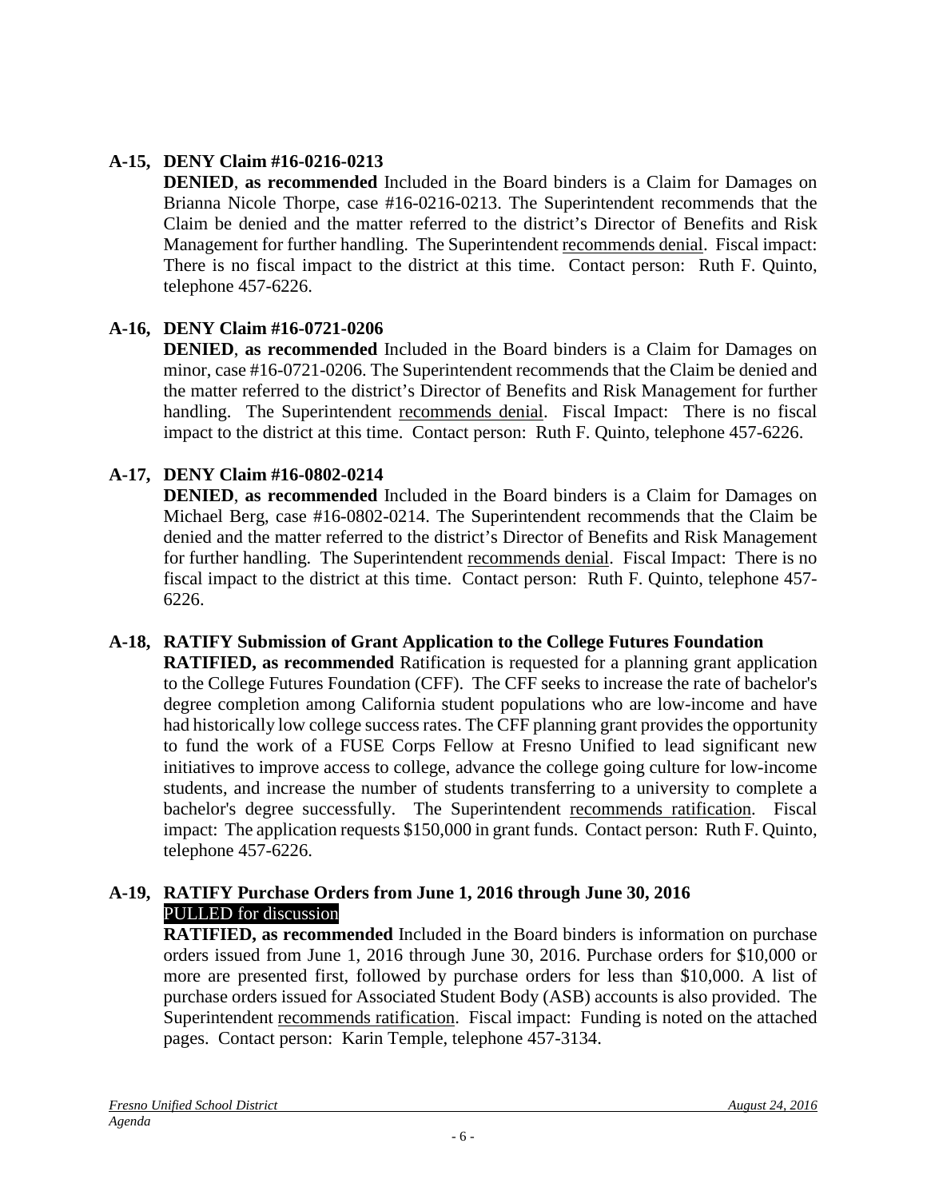**A-15, DENY Claim #16-0216-0213**

**DENIED**, **as recommended** Included in the Board binders is a Claim for Damages on Brianna Nicole Thorpe, case #16-0216-0213. The Superintendent recommends that the Claim be denied and the matter referred to the district's Director of Benefits and Risk Management for further handling. The Superintendent recommends denial. Fiscal impact: There is no fiscal impact to the district at this time. Contact person: Ruth F. Quinto, telephone 457-6226.

**A-16, DENY Claim #16-0721-0206**

**DENIED**, **as recommended** Included in the Board binders is a Claim for Damages on minor, case #16-0721-0206. The Superintendent recommends that the Claim be denied and the matter referred to the district's Director of Benefits and Risk Management for further handling. The Superintendent recommends denial. Fiscal Impact: There is no fiscal impact to the district at this time. Contact person: Ruth F. Quinto, telephone 457-6226.

**A-17, DENY Claim #16-0802-0214**

**DENIED**, **as recommended** Included in the Board binders is a Claim for Damages on Michael Berg, case #16-0802-0214. The Superintendent recommends that the Claim be denied and the matter referred to the district's Director of Benefits and Risk Management for further handling. The Superintendent recommends denial. Fiscal Impact: There is no fiscal impact to the district at this time. Contact person: Ruth F. Quinto, telephone 457-6226.

**A-18, RATIFY Submission of Grant Application to the College Futures Foundation**

**RATIFIED, as recommended** Ratification is requested for a planning grant application to the College Futures Foundation (CFF). The CFF seeks to increase the rate of bachelor's degree completion among California student populations who are low-income and have had historically low college success rates. The CFF planning grant provides the opportunity to fund the work of a FUSE Corps Fellow at Fresno Unified to lead significant new initiatives to improve access to college, advance the college going culture for low-income students, and increase the number of students transferring to a university to complete a bachelor's degree successfully. The Superintendent recommends ratification. Fiscal impact: The application requests $150,000 in grant funds. Contact person: Ruth F. Quinto, telephone 457-6226.

**A-19, RATIFY Purchase Orders from June 1, 2016 through June 30, 2016**
PULLED for discussion

**RATIFIED, as recommended** Included in the Board binders is information on purchase orders issued from June 1, 2016 through June 30, 2016. Purchase orders for $10,000 or more are presented first, followed by purchase orders for less than $10,000. A list of purchase orders issued for Associated Student Body (ASB) accounts is also provided. The Superintendent recommends ratification. Fiscal impact: Funding is noted on the attached pages. Contact person: Karin Temple, telephone 457-3134.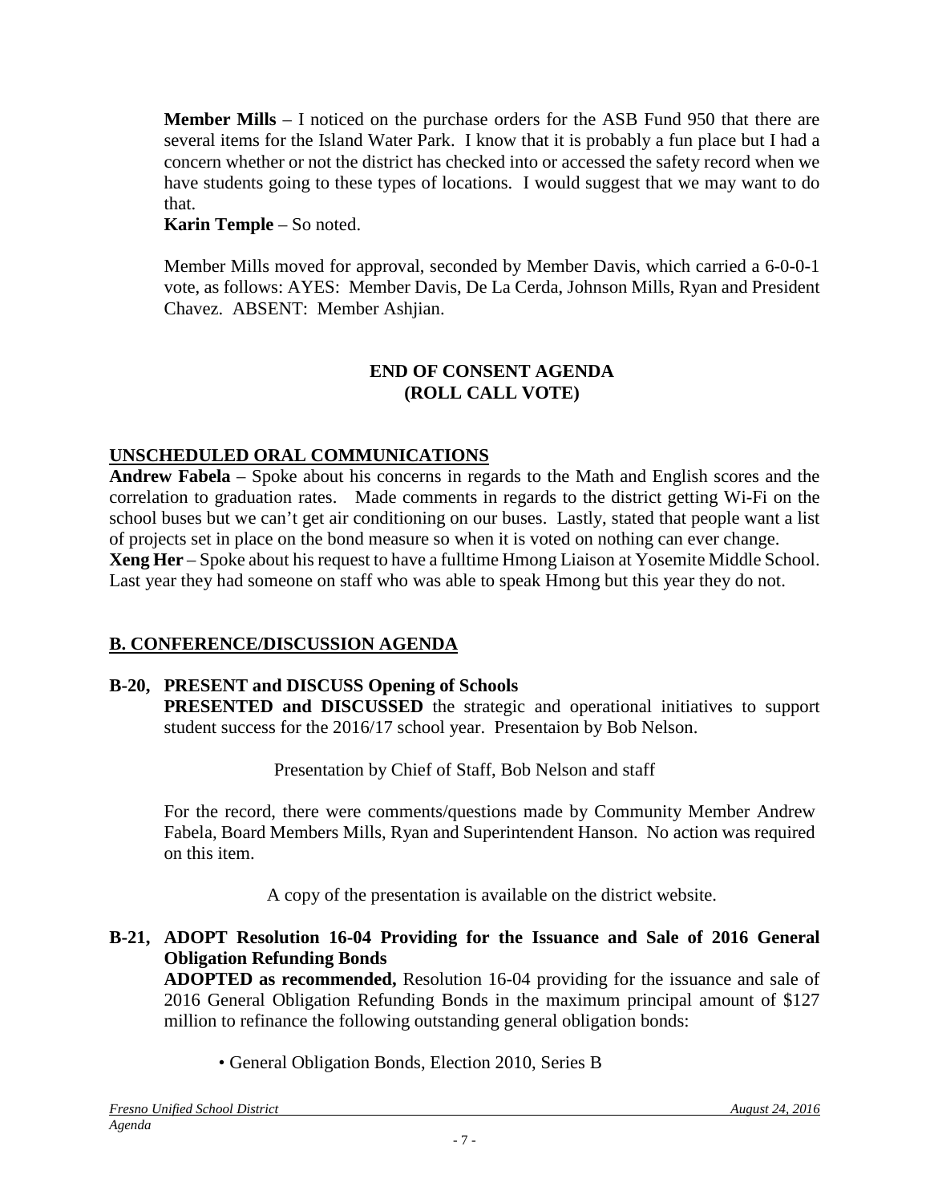**Member Mills** – I noticed on the purchase orders for the ASB Fund 950 that there are several items for the Island Water Park. I know that it is probably a fun place but I had a concern whether or not the district has checked into or accessed the safety record when we have students going to these types of locations. I would suggest that we may want to do that.
**Karin Temple** – So noted.

Member Mills moved for approval, seconded by Member Davis, which carried a 6-0-0-1 vote, as follows: AYES: Member Davis, De La Cerda, Johnson Mills, Ryan and President Chavez. ABSENT: Member Ashjian.

**END OF CONSENT AGENDA**
**(ROLL CALL VOTE)**

## UNSCHEDULED ORAL COMMUNICATIONS

**Andrew Fabela** – Spoke about his concerns in regards to the Math and English scores and the correlation to graduation rates. Made comments in regards to the district getting Wi-Fi on the school buses but we can't get air conditioning on our buses. Lastly, stated that people want a list of projects set in place on the bond measure so when it is voted on nothing can ever change.
**Xeng Her** – Spoke about his request to have a fulltime Hmong Liaison at Yosemite Middle School. Last year they had someone on staff who was able to speak Hmong but this year they do not.

## B. CONFERENCE/DISCUSSION AGENDA

### B-20, PRESENT and DISCUSS Opening of Schools

**PRESENTED and DISCUSSED** the strategic and operational initiatives to support student success for the 2016/17 school year. Presentaion by Bob Nelson.

Presentation by Chief of Staff, Bob Nelson and staff

For the record, there were comments/questions made by Community Member Andrew Fabela, Board Members Mills, Ryan and Superintendent Hanson. No action was required on this item.

A copy of the presentation is available on the district website.

### B-21, ADOPT Resolution 16-04 Providing for the Issuance and Sale of 2016 General Obligation Refunding Bonds

**ADOPTED as recommended,** Resolution 16-04 providing for the issuance and sale of 2016 General Obligation Refunding Bonds in the maximum principal amount of $127 million to refinance the following outstanding general obligation bonds:

- General Obligation Bonds, Election 2010, Series B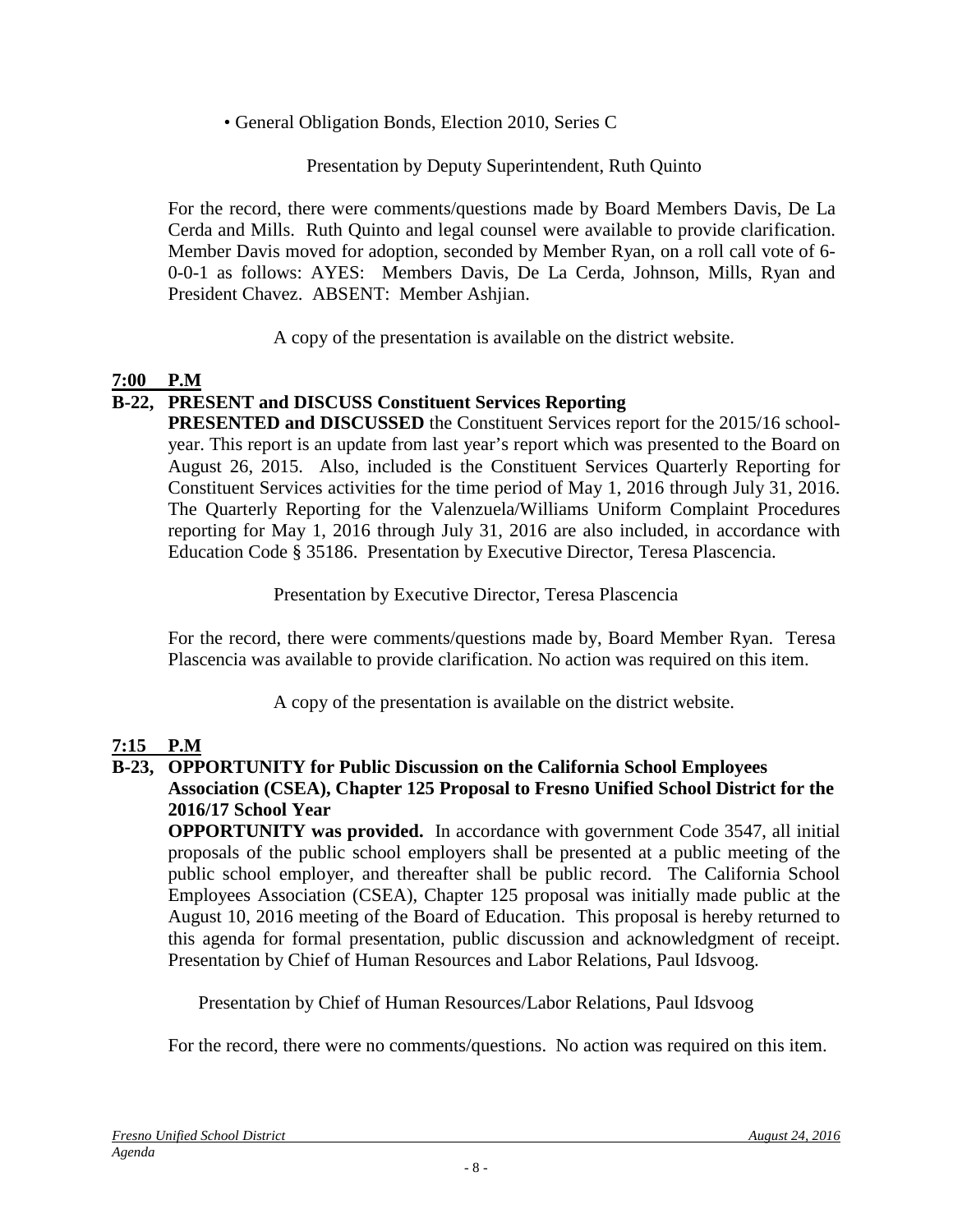• General Obligation Bonds, Election 2010, Series C

Presentation by Deputy Superintendent, Ruth Quinto

For the record, there were comments/questions made by Board Members Davis, De La Cerda and Mills. Ruth Quinto and legal counsel were available to provide clarification. Member Davis moved for adoption, seconded by Member Ryan, on a roll call vote of 6-0-0-1 as follows: AYES: Members Davis, De La Cerda, Johnson, Mills, Ryan and President Chavez. ABSENT: Member Ashjian.

A copy of the presentation is available on the district website.

**7:00 P.M**

**B-22, PRESENT and DISCUSS Constituent Services Reporting**

**PRESENTED and DISCUSSED** the Constituent Services report for the 2015/16 school-year. This report is an update from last year's report which was presented to the Board on August 26, 2015. Also, included is the Constituent Services Quarterly Reporting for Constituent Services activities for the time period of May 1, 2016 through July 31, 2016. The Quarterly Reporting for the Valenzuela/Williams Uniform Complaint Procedures reporting for May 1, 2016 through July 31, 2016 are also included, in accordance with Education Code § 35186. Presentation by Executive Director, Teresa Plascencia.

Presentation by Executive Director, Teresa Plascencia

For the record, there were comments/questions made by, Board Member Ryan. Teresa Plascencia was available to provide clarification. No action was required on this item.

A copy of the presentation is available on the district website.

**7:15 P.M**

**B-23, OPPORTUNITY for Public Discussion on the California School Employees Association (CSEA), Chapter 125 Proposal to Fresno Unified School District for the 2016/17 School Year**

**OPPORTUNITY was provided.** In accordance with government Code 3547, all initial proposals of the public school employers shall be presented at a public meeting of the public school employer, and thereafter shall be public record. The California School Employees Association (CSEA), Chapter 125 proposal was initially made public at the August 10, 2016 meeting of the Board of Education. This proposal is hereby returned to this agenda for formal presentation, public discussion and acknowledgment of receipt. Presentation by Chief of Human Resources and Labor Relations, Paul Idsvoog.

Presentation by Chief of Human Resources/Labor Relations, Paul Idsvoog

For the record, there were no comments/questions. No action was required on this item.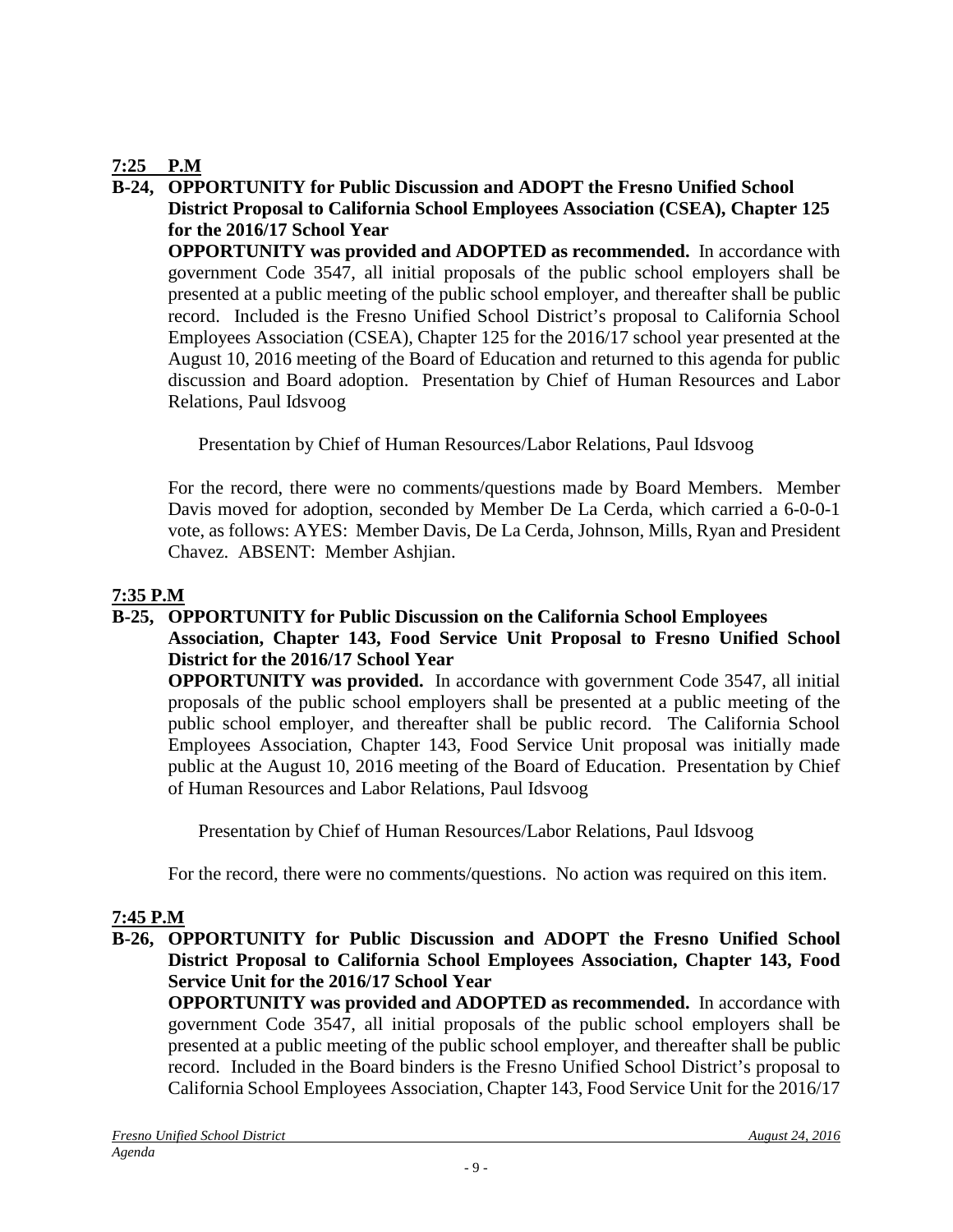**7:25 P.M**

**B-24, OPPORTUNITY for Public Discussion and ADOPT the Fresno Unified School District Proposal to California School Employees Association (CSEA), Chapter 125 for the 2016/17 School Year**

**OPPORTUNITY was provided and ADOPTED as recommended.** In accordance with government Code 3547, all initial proposals of the public school employers shall be presented at a public meeting of the public school employer, and thereafter shall be public record. Included is the Fresno Unified School District's proposal to California School Employees Association (CSEA), Chapter 125 for the 2016/17 school year presented at the August 10, 2016 meeting of the Board of Education and returned to this agenda for public discussion and Board adoption. Presentation by Chief of Human Resources and Labor Relations, Paul Idsvoog

Presentation by Chief of Human Resources/Labor Relations, Paul Idsvoog

For the record, there were no comments/questions made by Board Members. Member Davis moved for adoption, seconded by Member De La Cerda, which carried a 6-0-0-1 vote, as follows: AYES: Member Davis, De La Cerda, Johnson, Mills, Ryan and President Chavez. ABSENT: Member Ashjian.

**7:35 P.M**

**B-25, OPPORTUNITY for Public Discussion on the California School Employees Association, Chapter 143, Food Service Unit Proposal to Fresno Unified School District for the 2016/17 School Year**

**OPPORTUNITY was provided.** In accordance with government Code 3547, all initial proposals of the public school employers shall be presented at a public meeting of the public school employer, and thereafter shall be public record. The California School Employees Association, Chapter 143, Food Service Unit proposal was initially made public at the August 10, 2016 meeting of the Board of Education. Presentation by Chief of Human Resources and Labor Relations, Paul Idsvoog

Presentation by Chief of Human Resources/Labor Relations, Paul Idsvoog

For the record, there were no comments/questions. No action was required on this item.

**7:45 P.M**

**B-26, OPPORTUNITY for Public Discussion and ADOPT the Fresno Unified School District Proposal to California School Employees Association, Chapter 143, Food Service Unit for the 2016/17 School Year**

**OPPORTUNITY was provided and ADOPTED as recommended.** In accordance with government Code 3547, all initial proposals of the public school employers shall be presented at a public meeting of the public school employer, and thereafter shall be public record. Included in the Board binders is the Fresno Unified School District's proposal to California School Employees Association, Chapter 143, Food Service Unit for the 2016/17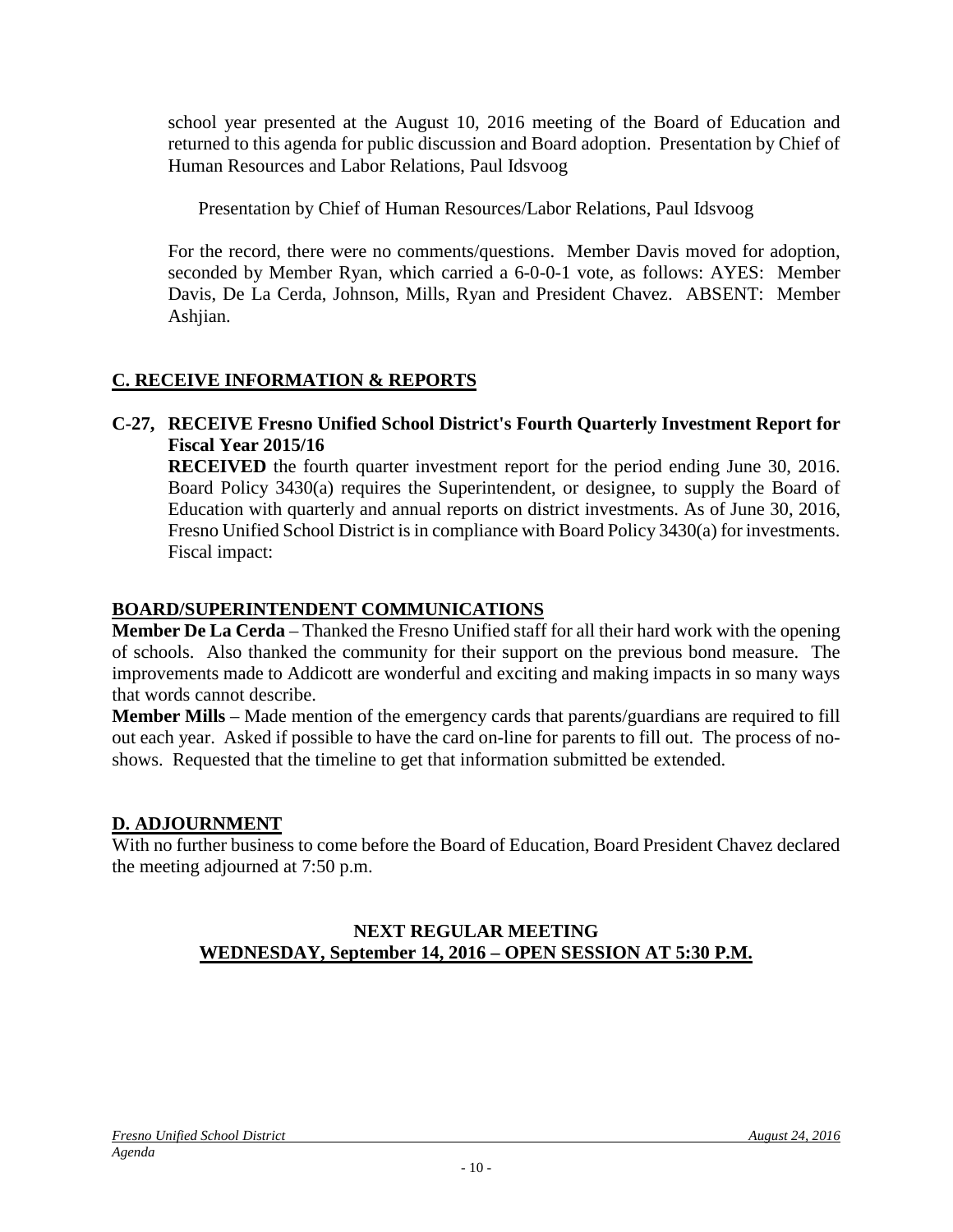school year presented at the August 10, 2016 meeting of the Board of Education and returned to this agenda for public discussion and Board adoption. Presentation by Chief of Human Resources and Labor Relations, Paul Idsvoog

Presentation by Chief of Human Resources/Labor Relations, Paul Idsvoog

For the record, there were no comments/questions. Member Davis moved for adoption, seconded by Member Ryan, which carried a 6-0-0-1 vote, as follows: AYES: Member Davis, De La Cerda, Johnson, Mills, Ryan and President Chavez. ABSENT: Member Ashjian.

## C. RECEIVE INFORMATION & REPORTS

**C-27, RECEIVE Fresno Unified School District's Fourth Quarterly Investment Report for Fiscal Year 2015/16**

**RECEIVED** the fourth quarter investment report for the period ending June 30, 2016. Board Policy 3430(a) requires the Superintendent, or designee, to supply the Board of Education with quarterly and annual reports on district investments. As of June 30, 2016, Fresno Unified School District is in compliance with Board Policy 3430(a) for investments. Fiscal impact:

## BOARD/SUPERINTENDENT COMMUNICATIONS

**Member De La Cerda** – Thanked the Fresno Unified staff for all their hard work with the opening of schools. Also thanked the community for their support on the previous bond measure. The improvements made to Addicott are wonderful and exciting and making impacts in so many ways that words cannot describe.

**Member Mills** – Made mention of the emergency cards that parents/guardians are required to fill out each year. Asked if possible to have the card on-line for parents to fill out. The process of no-shows. Requested that the timeline to get that information submitted be extended.

## D. ADJOURNMENT

With no further business to come before the Board of Education, Board President Chavez declared the meeting adjourned at 7:50 p.m.

**NEXT REGULAR MEETING**
**WEDNESDAY, September 14, 2016 – OPEN SESSION AT 5:30 P.M.**